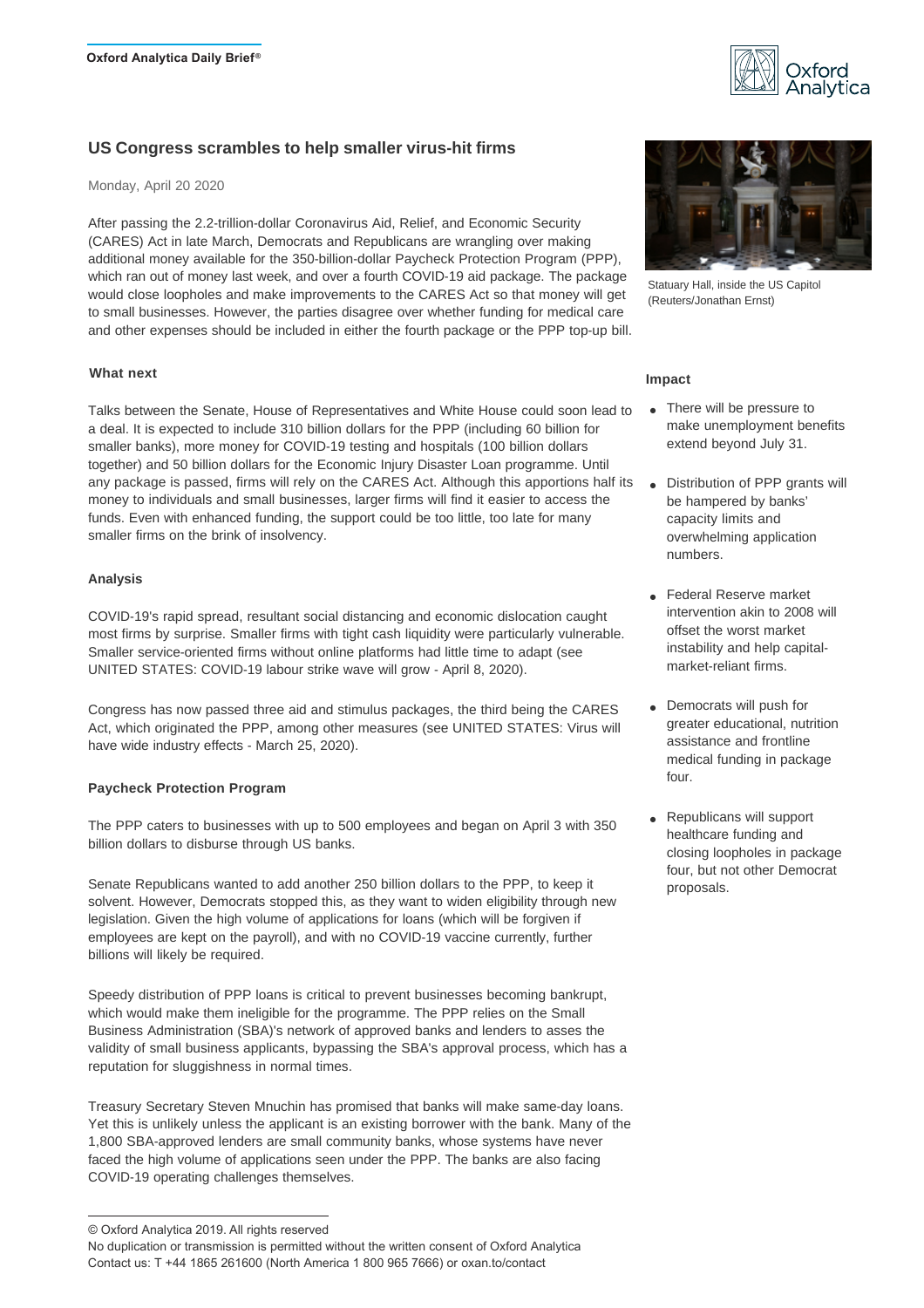Oxford Analytica Daily Brief®

# US Congress scrambles to help smaller virus-hit firms

Monday, April 20 2020

After passing the 2.2-trillion-dollar Coronavirus Aid, Relief, and Economic Security (CARES) Act in late March, Democrats and Republicans are wrangling over making additional money available for the 350-billion-dollar Paycheck Protection Program (PPP), which ran out of money last week, and over a fourth COVID-19 aid package. The package would close loopholes and make improvements to the CARES Act so that money will get to small businesses. However, the parties disagree over whether funding for medical care and other expenses should be included in either the fourth package or the PPP top-up bill.

Statuary Hall, inside the US Capitol (Reuters/Jonathan Ernst)

### What next

Talks between the Senate, House of Representatives and White House could soon lead to a deal. It is expected to include 310 billion dollars for the PPP (including 60 billion for smaller banks), more money for COVID-19 testing and hospitals (100 billion dollars together) and 50 billion dollars for the Economic Injury Disaster Loan programme. Until any package is passed, firms will rely on the CARES Act. Although this apportions half its money to individuals and small businesses, larger firms will find it easier to access the funds. Even with enhanced funding, the support could be too little, too late for many smaller firms on the brink of insolvency.

### Impact

- There will be pressure to make unemployment benefits extend beyond July 31.
- Distribution of PPP grants will be hampered by banks' capacity limits and overwhelming application numbers.
- Federal Reserve market intervention akin to 2008 will offset the worst market instability and help capital-market-reliant firms.
- Democrats will push for greater educational, nutrition assistance and frontline medical funding in package four.
- Republicans will support healthcare funding and closing loopholes in package four, but not other Democrat proposals.

### Analysis

COVID-19's rapid spread, resultant social distancing and economic dislocation caught most firms by surprise. Smaller firms with tight cash liquidity were particularly vulnerable. Smaller service-oriented firms without online platforms had little time to adapt (see UNITED STATES: COVID-19 labour strike wave will grow - April 8, 2020).

Congress has now passed three aid and stimulus packages, the third being the CARES Act, which originated the PPP, among other measures (see UNITED STATES: Virus will have wide industry effects - March 25, 2020).

### Paycheck Protection Program

The PPP caters to businesses with up to 500 employees and began on April 3 with 350 billion dollars to disburse through US banks.

Senate Republicans wanted to add another 250 billion dollars to the PPP, to keep it solvent. However, Democrats stopped this, as they want to widen eligibility through new legislation. Given the high volume of applications for loans (which will be forgiven if employees are kept on the payroll), and with no COVID-19 vaccine currently, further billions will likely be required.

Speedy distribution of PPP loans is critical to prevent businesses becoming bankrupt, which would make them ineligible for the programme. The PPP relies on the Small Business Administration (SBA)'s network of approved banks and lenders to asses the validity of small business applicants, bypassing the SBA's approval process, which has a reputation for sluggishness in normal times.

Treasury Secretary Steven Mnuchin has promised that banks will make same-day loans. Yet this is unlikely unless the applicant is an existing borrower with the bank. Many of the 1,800 SBA-approved lenders are small community banks, whose systems have never faced the high volume of applications seen under the PPP. The banks are also facing COVID-19 operating challenges themselves.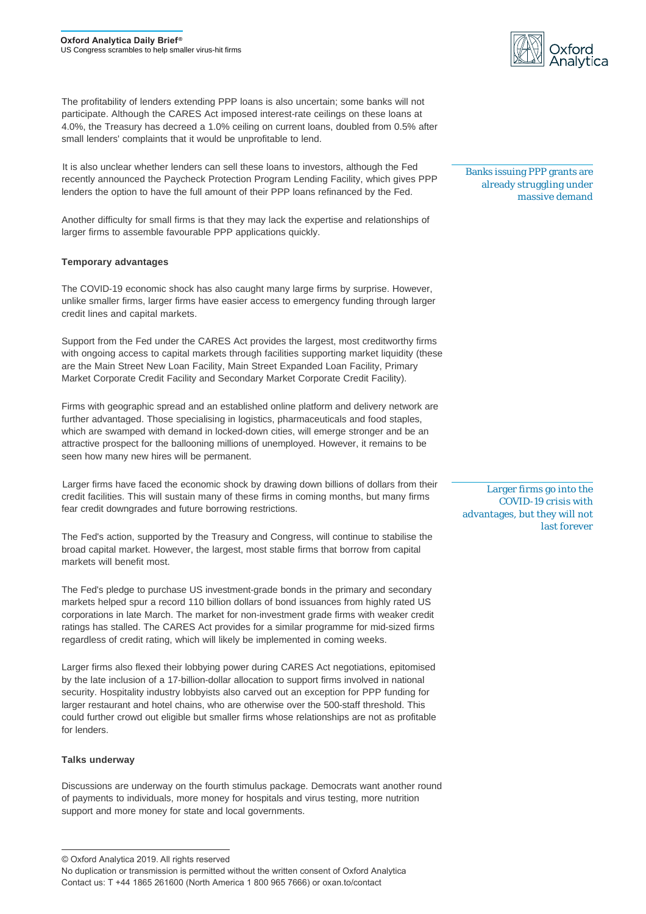The profitability of lenders extending PPP loans is also uncertain; some banks will not participate. Although the CARES Act imposed interest-rate ceilings on these loans at 4.0%, the Treasury has decreed a 1.0% ceiling on current loans, doubled from 0.5% after small lenders' complaints that it would be unprofitable to lend.

It is also unclear whether lenders can sell these loans to investors, although the Fed recently announced the Paycheck Protection Program Lending Facility, which gives PPP lenders the option to have the full amount of their PPP loans refinanced by the Fed.

*Banks issuing PPP grants are already struggling under massive demand*

Another difficulty for small firms is that they may lack the expertise and relationships of larger firms to assemble favourable PPP applications quickly.

**Temporary advantages**

The COVID-19 economic shock has also caught many large firms by surprise. However, unlike smaller firms, larger firms have easier access to emergency funding through larger credit lines and capital markets.

Support from the Fed under the CARES Act provides the largest, most creditworthy firms with ongoing access to capital markets through facilities supporting market liquidity (these are the Main Street New Loan Facility, Main Street Expanded Loan Facility, Primary Market Corporate Credit Facility and Secondary Market Corporate Credit Facility).

Firms with geographic spread and an established online platform and delivery network are further advantaged. Those specialising in logistics, pharmaceuticals and food staples, which are swamped with demand in locked-down cities, will emerge stronger and be an attractive prospect for the ballooning millions of unemployed. However, it remains to be seen how many new hires will be permanent.

Larger firms have faced the economic shock by drawing down billions of dollars from their credit facilities. This will sustain many of these firms in coming months, but many firms fear credit downgrades and future borrowing restrictions.

*Larger firms go into the COVID-19 crisis with advantages, but they will not last forever*

The Fed's action, supported by the Treasury and Congress, will continue to stabilise the broad capital market. However, the largest, most stable firms that borrow from capital markets will benefit most.

The Fed's pledge to purchase US investment-grade bonds in the primary and secondary markets helped spur a record 110 billion dollars of bond issuances from highly rated US corporations in late March. The market for non-investment grade firms with weaker credit ratings has stalled. The CARES Act provides for a similar programme for mid-sized firms regardless of credit rating, which will likely be implemented in coming weeks.

Larger firms also flexed their lobbying power during CARES Act negotiations, epitomised by the late inclusion of a 17-billion-dollar allocation to support firms involved in national security. Hospitality industry lobbyists also carved out an exception for PPP funding for larger restaurant and hotel chains, who are otherwise over the 500-staff threshold. This could further crowd out eligible but smaller firms whose relationships are not as profitable for lenders.

**Talks underway**

Discussions are underway on the fourth stimulus package. Democrats want another round of payments to individuals, more money for hospitals and virus testing, more nutrition support and more money for state and local governments.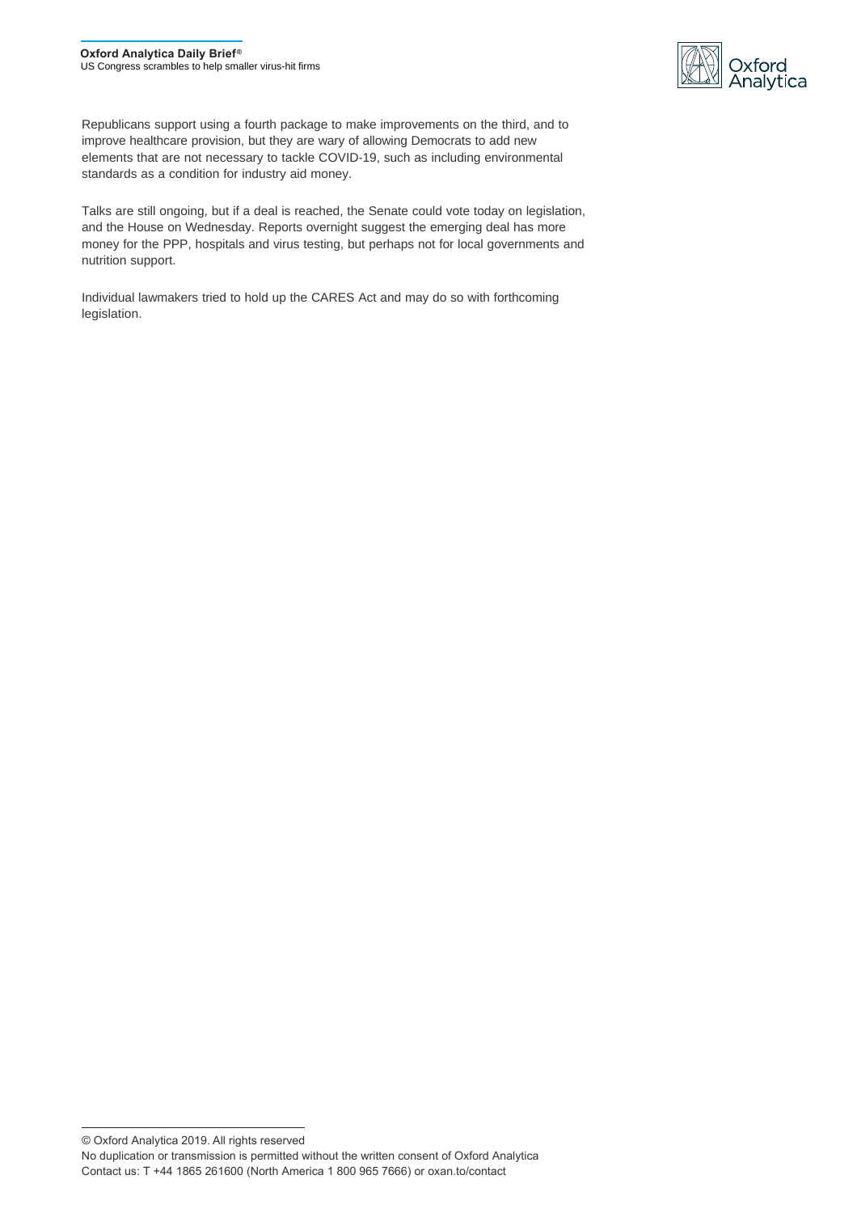Republicans support using a fourth package to make improvements on the third, and to improve healthcare provision, but they are wary of allowing Democrats to add new elements that are not necessary to tackle COVID-19, such as including environmental standards as a condition for industry aid money.

Talks are still ongoing, but if a deal is reached, the Senate could vote today on legislation, and the House on Wednesday. Reports overnight suggest the emerging deal has more money for the PPP, hospitals and virus testing, but perhaps not for local governments and nutrition support.

Individual lawmakers tried to hold up the CARES Act and may do so with forthcoming legislation.